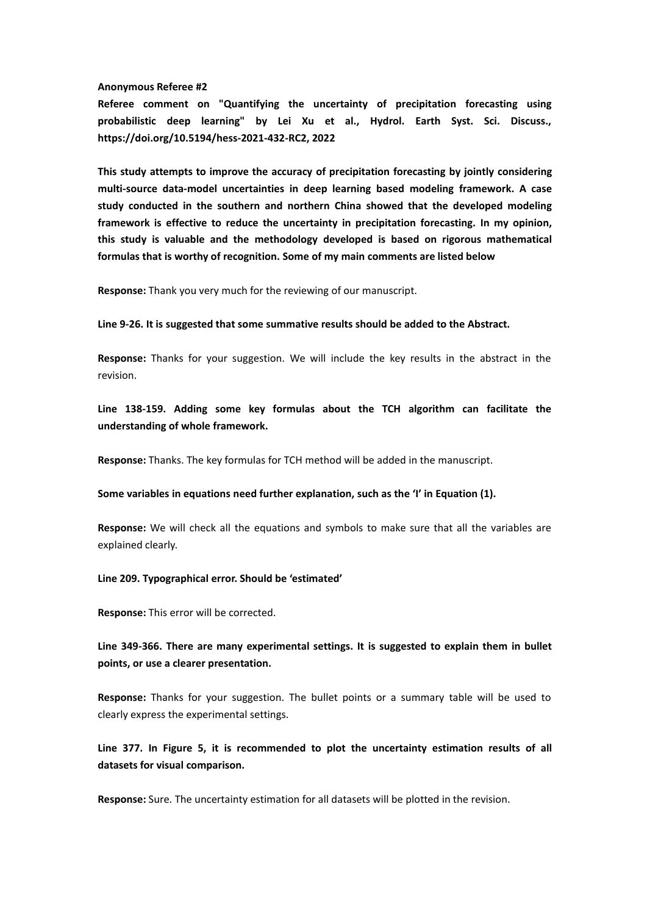**Anonymous Referee #2**

**Referee comment on "Quantifying the uncertainty of precipitation forecasting using probabilistic deep learning" by Lei Xu et al., Hydrol. Earth Syst. Sci. Discuss., https://doi.org/10.5194/hess-2021-432-RC2, 2022**

**This study attempts to improve the accuracy of precipitation forecasting by jointly considering multi-source data-model uncertainties in deep learning based modeling framework. A case study conducted in the southern and northern China showed that the developed modeling framework is effective to reduce the uncertainty in precipitation forecasting. In my opinion, this study is valuable and the methodology developed is based on rigorous mathematical formulas that is worthy of recognition. Some of my main comments are listed below**

**Response:** Thank you very much for the reviewing of our manuscript.

**Line 9-26. It is suggested that some summative results should be added to the Abstract.**

**Response:** Thanks for your suggestion. We will include the key results in the abstract in the revision.

**Line 138-159. Adding some key formulas about the TCH algorithm can facilitate the understanding of whole framework.**

**Response:** Thanks. The key formulas for TCH method will be added in the manuscript.

**Some variables in equations need further explanation, such as the 'I' in Equation (1).**

**Response:** We will check all the equations and symbols to make sure that all the variables are explained clearly.

**Line 209. Typographical error. Should be 'estimated'**

**Response:** This error will be corrected.

**Line 349-366. There are many experimental settings. It is suggested to explain them in bullet points, or use a clearer presentation.**

**Response:** Thanks for your suggestion. The bullet points or a summary table will be used to clearly express the experimental settings.

**Line 377. In Figure 5, it is recommended to plot the uncertainty estimation results of all datasets for visual comparison.**

**Response:** Sure. The uncertainty estimation for all datasets will be plotted in the revision.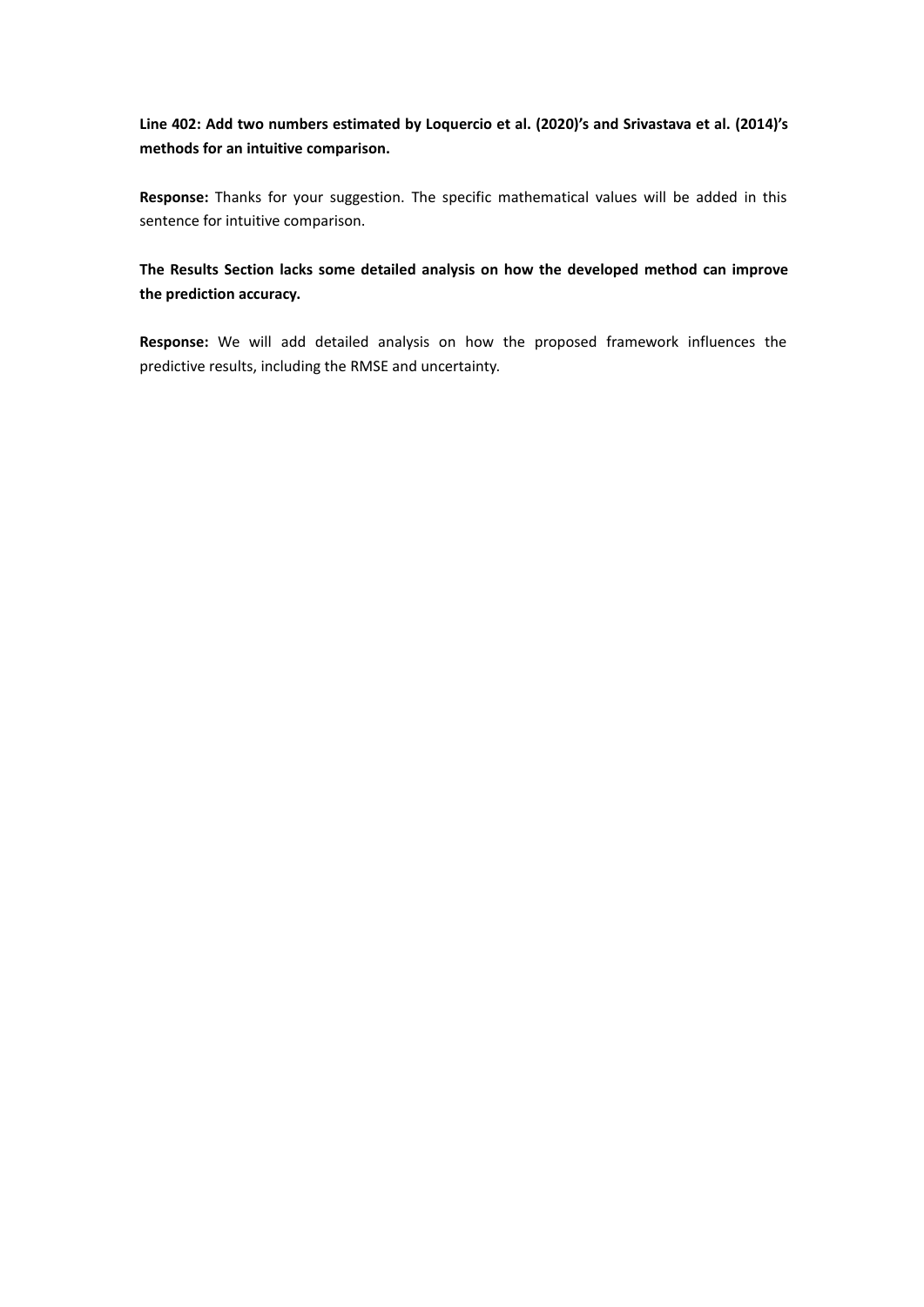**Line 402: Add two numbers estimated by Loquercio et al. (2020)'s and Srivastava et al. (2014)'s methods for an intuitive comparison.**

**Response:** Thanks for your suggestion. The specific mathematical values will be added in this sentence for intuitive comparison.

**The Results Section lacks some detailed analysis on how the developed method can improve the prediction accuracy.**

**Response:** We will add detailed analysis on how the proposed framework influences the predictive results, including the RMSE and uncertainty.